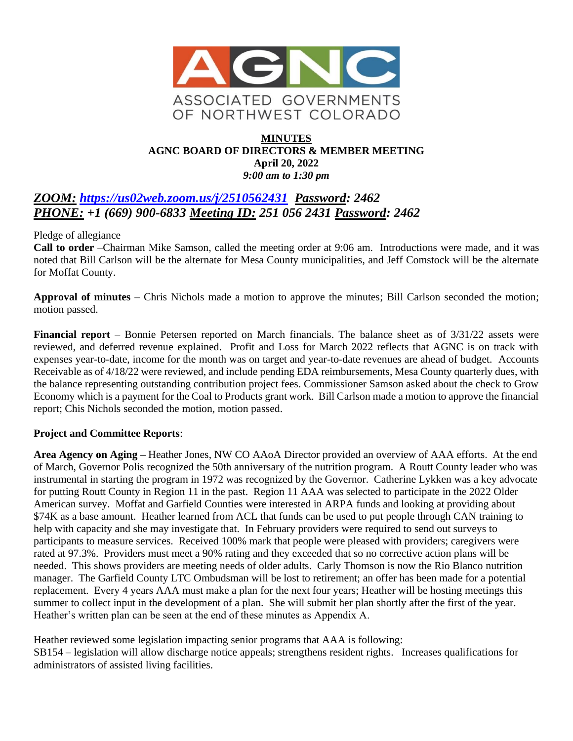ASSOCIATED GOVERNMENTS OF NORTHWEST COLORADO

**MINUTES**
**AGNC BOARD OF DIRECTORS & MEMBER MEETING**
**April 20, 2022**
*9:00 am to 1:30 pm*

## *ZOOM: https://us02web.zoom.us/j/2510562431 Password: 2462*
## *PHONE: +1 (669) 900-6833 Meeting ID: 251 056 2431 Password: 2462*

Pledge of allegiance

**Call to order** –Chairman Mike Samson, called the meeting order at 9:06 am. Introductions were made, and it was noted that Bill Carlson will be the alternate for Mesa County municipalities, and Jeff Comstock will be the alternate for Moffat County.

**Approval of minutes** – Chris Nichols made a motion to approve the minutes; Bill Carlson seconded the motion; motion passed.

**Financial report** – Bonnie Petersen reported on March financials. The balance sheet as of 3/31/22 assets were reviewed, and deferred revenue explained. Profit and Loss for March 2022 reflects that AGNC is on track with expenses year-to-date, income for the month was on target and year-to-date revenues are ahead of budget. Accounts Receivable as of 4/18/22 were reviewed, and include pending EDA reimbursements, Mesa County quarterly dues, with the balance representing outstanding contribution project fees. Commissioner Samson asked about the check to Grow Economy which is a payment for the Coal to Products grant work. Bill Carlson made a motion to approve the financial report; Chis Nichols seconded the motion, motion passed.

**Project and Committee Reports**:

**Area Agency on Aging –** Heather Jones, NW CO AAoA Director provided an overview of AAA efforts. At the end of March, Governor Polis recognized the 50th anniversary of the nutrition program. A Routt County leader who was instrumental in starting the program in 1972 was recognized by the Governor. Catherine Lykken was a key advocate for putting Routt County in Region 11 in the past. Region 11 AAA was selected to participate in the 2022 Older American survey. Moffat and Garfield Counties were interested in ARPA funds and looking at providing about $74K as a base amount. Heather learned from ACL that funds can be used to put people through CAN training to help with capacity and she may investigate that. In February providers were required to send out surveys to participants to measure services. Received 100% mark that people were pleased with providers; caregivers were rated at 97.3%. Providers must meet a 90% rating and they exceeded that so no corrective action plans will be needed. This shows providers are meeting needs of older adults. Carly Thomson is now the Rio Blanco nutrition manager. The Garfield County LTC Ombudsman will be lost to retirement; an offer has been made for a potential replacement. Every 4 years AAA must make a plan for the next four years; Heather will be hosting meetings this summer to collect input in the development of a plan. She will submit her plan shortly after the first of the year. Heather's written plan can be seen at the end of these minutes as Appendix A.

Heather reviewed some legislation impacting senior programs that AAA is following:
SB154 – legislation will allow discharge notice appeals; strengthens resident rights. Increases qualifications for administrators of assisted living facilities.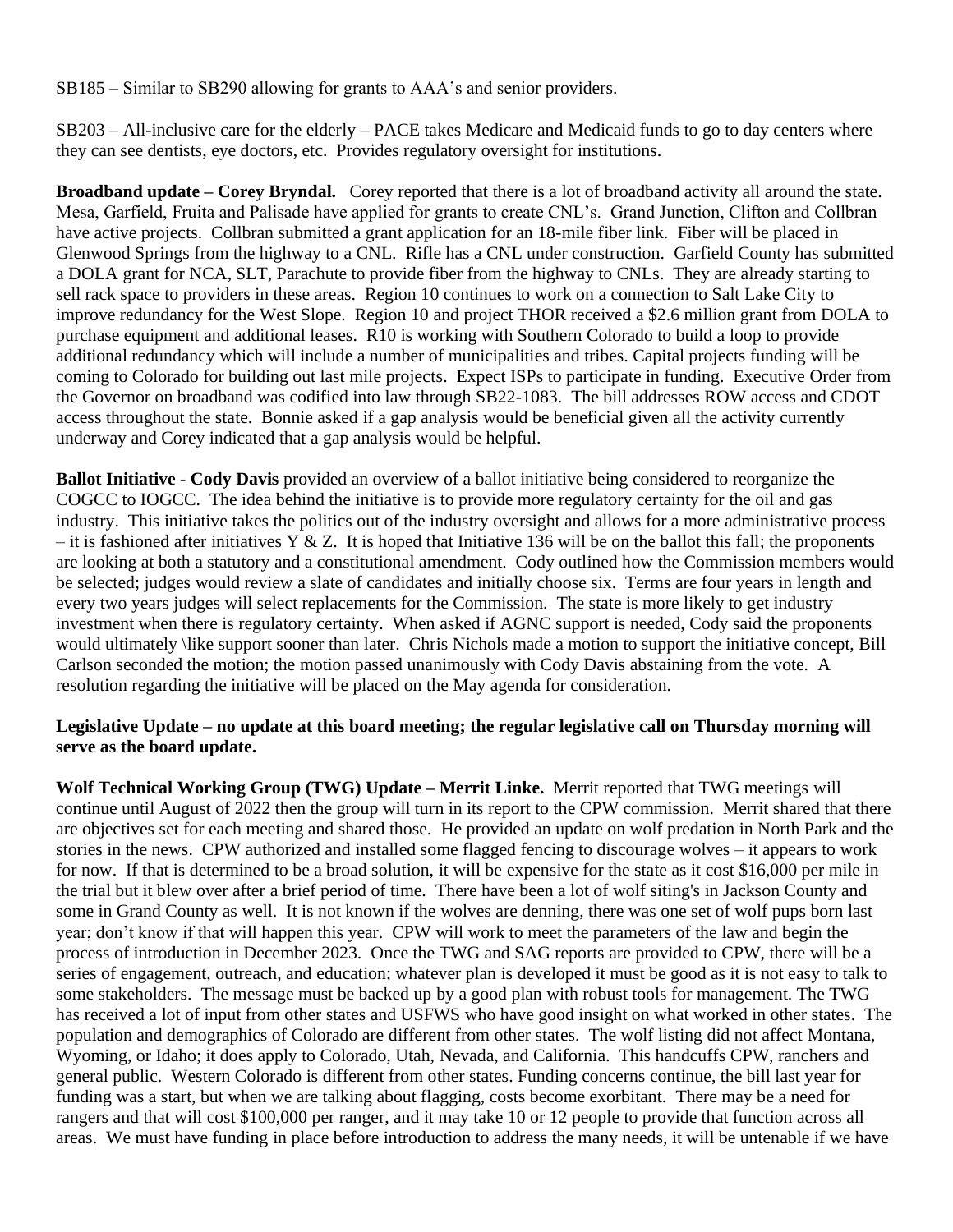SB185 – Similar to SB290 allowing for grants to AAA's and senior providers.

SB203 – All-inclusive care for the elderly – PACE takes Medicare and Medicaid funds to go to day centers where they can see dentists, eye doctors, etc. Provides regulatory oversight for institutions.

**Broadband update – Corey Bryndal.** Corey reported that there is a lot of broadband activity all around the state. Mesa, Garfield, Fruita and Palisade have applied for grants to create CNL's. Grand Junction, Clifton and Collbran have active projects. Collbran submitted a grant application for an 18-mile fiber link. Fiber will be placed in Glenwood Springs from the highway to a CNL. Rifle has a CNL under construction. Garfield County has submitted a DOLA grant for NCA, SLT, Parachute to provide fiber from the highway to CNLs. They are already starting to sell rack space to providers in these areas. Region 10 continues to work on a connection to Salt Lake City to improve redundancy for the West Slope. Region 10 and project THOR received a $2.6 million grant from DOLA to purchase equipment and additional leases. R10 is working with Southern Colorado to build a loop to provide additional redundancy which will include a number of municipalities and tribes. Capital projects funding will be coming to Colorado for building out last mile projects. Expect ISPs to participate in funding. Executive Order from the Governor on broadband was codified into law through SB22-1083. The bill addresses ROW access and CDOT access throughout the state. Bonnie asked if a gap analysis would be beneficial given all the activity currently underway and Corey indicated that a gap analysis would be helpful.

**Ballot Initiative - Cody Davis** provided an overview of a ballot initiative being considered to reorganize the COGCC to IOGCC. The idea behind the initiative is to provide more regulatory certainty for the oil and gas industry. This initiative takes the politics out of the industry oversight and allows for a more administrative process – it is fashioned after initiatives Y & Z. It is hoped that Initiative 136 will be on the ballot this fall; the proponents are looking at both a statutory and a constitutional amendment. Cody outlined how the Commission members would be selected; judges would review a slate of candidates and initially choose six. Terms are four years in length and every two years judges will select replacements for the Commission. The state is more likely to get industry investment when there is regulatory certainty. When asked if AGNC support is needed, Cody said the proponents would ultimately \like support sooner than later. Chris Nichols made a motion to support the initiative concept, Bill Carlson seconded the motion; the motion passed unanimously with Cody Davis abstaining from the vote. A resolution regarding the initiative will be placed on the May agenda for consideration.

**Legislative Update – no update at this board meeting; the regular legislative call on Thursday morning will serve as the board update.**

**Wolf Technical Working Group (TWG) Update – Merrit Linke.** Merrit reported that TWG meetings will continue until August of 2022 then the group will turn in its report to the CPW commission. Merrit shared that there are objectives set for each meeting and shared those. He provided an update on wolf predation in North Park and the stories in the news. CPW authorized and installed some flagged fencing to discourage wolves – it appears to work for now. If that is determined to be a broad solution, it will be expensive for the state as it cost $16,000 per mile in the trial but it blew over after a brief period of time. There have been a lot of wolf siting's in Jackson County and some in Grand County as well. It is not known if the wolves are denning, there was one set of wolf pups born last year; don't know if that will happen this year. CPW will work to meet the parameters of the law and begin the process of introduction in December 2023. Once the TWG and SAG reports are provided to CPW, there will be a series of engagement, outreach, and education; whatever plan is developed it must be good as it is not easy to talk to some stakeholders. The message must be backed up by a good plan with robust tools for management. The TWG has received a lot of input from other states and USFWS who have good insight on what worked in other states. The population and demographics of Colorado are different from other states. The wolf listing did not affect Montana, Wyoming, or Idaho; it does apply to Colorado, Utah, Nevada, and California. This handcuffs CPW, ranchers and general public. Western Colorado is different from other states. Funding concerns continue, the bill last year for funding was a start, but when we are talking about flagging, costs become exorbitant. There may be a need for rangers and that will cost $100,000 per ranger, and it may take 10 or 12 people to provide that function across all areas. We must have funding in place before introduction to address the many needs, it will be untenable if we have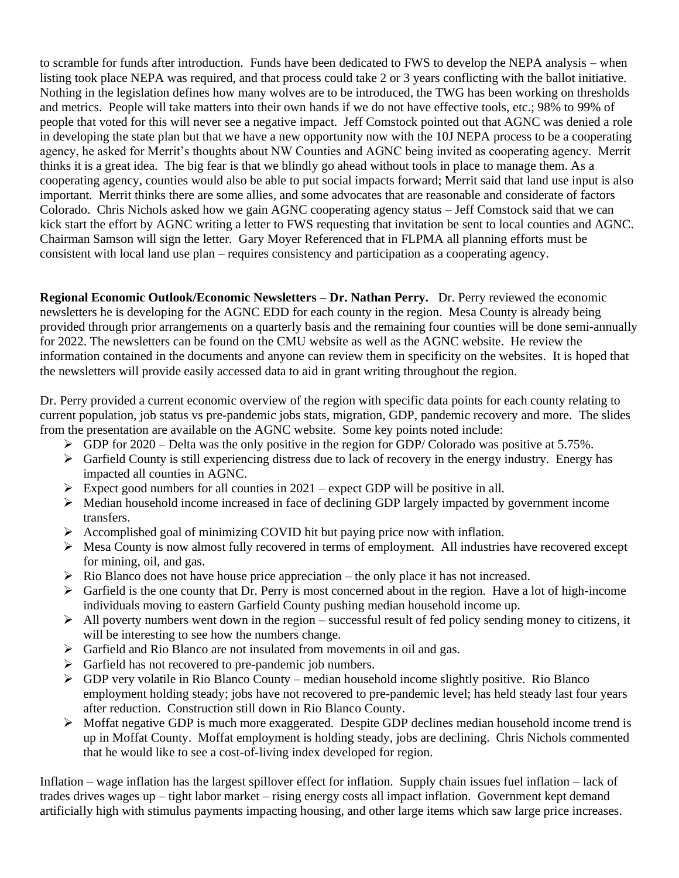to scramble for funds after introduction. Funds have been dedicated to FWS to develop the NEPA analysis – when listing took place NEPA was required, and that process could take 2 or 3 years conflicting with the ballot initiative. Nothing in the legislation defines how many wolves are to be introduced, the TWG has been working on thresholds and metrics. People will take matters into their own hands if we do not have effective tools, etc.; 98% to 99% of people that voted for this will never see a negative impact. Jeff Comstock pointed out that AGNC was denied a role in developing the state plan but that we have a new opportunity now with the 10J NEPA process to be a cooperating agency, he asked for Merrit's thoughts about NW Counties and AGNC being invited as cooperating agency. Merrit thinks it is a great idea. The big fear is that we blindly go ahead without tools in place to manage them. As a cooperating agency, counties would also be able to put social impacts forward; Merrit said that land use input is also important. Merrit thinks there are some allies, and some advocates that are reasonable and considerate of factors Colorado. Chris Nichols asked how we gain AGNC cooperating agency status – Jeff Comstock said that we can kick start the effort by AGNC writing a letter to FWS requesting that invitation be sent to local counties and AGNC. Chairman Samson will sign the letter. Gary Moyer Referenced that in FLPMA all planning efforts must be consistent with local land use plan – requires consistency and participation as a cooperating agency.

**Regional Economic Outlook/Economic Newsletters – Dr. Nathan Perry.** Dr. Perry reviewed the economic newsletters he is developing for the AGNC EDD for each county in the region. Mesa County is already being provided through prior arrangements on a quarterly basis and the remaining four counties will be done semi-annually for 2022. The newsletters can be found on the CMU website as well as the AGNC website. He review the information contained in the documents and anyone can review them in specificity on the websites. It is hoped that the newsletters will provide easily accessed data to aid in grant writing throughout the region.

Dr. Perry provided a current economic overview of the region with specific data points for each county relating to current population, job status vs pre-pandemic jobs stats, migration, GDP, pandemic recovery and more. The slides from the presentation are available on the AGNC website. Some key points noted include:

- GDP for 2020 – Delta was the only positive in the region for GDP/ Colorado was positive at 5.75%.
- Garfield County is still experiencing distress due to lack of recovery in the energy industry. Energy has impacted all counties in AGNC.
- Expect good numbers for all counties in 2021 – expect GDP will be positive in all.
- Median household income increased in face of declining GDP largely impacted by government income transfers.
- Accomplished goal of minimizing COVID hit but paying price now with inflation.
- Mesa County is now almost fully recovered in terms of employment. All industries have recovered except for mining, oil, and gas.
- Rio Blanco does not have house price appreciation – the only place it has not increased.
- Garfield is the one county that Dr. Perry is most concerned about in the region. Have a lot of high-income individuals moving to eastern Garfield County pushing median household income up.
- All poverty numbers went down in the region – successful result of fed policy sending money to citizens, it will be interesting to see how the numbers change.
- Garfield and Rio Blanco are not insulated from movements in oil and gas.
- Garfield has not recovered to pre-pandemic job numbers.
- GDP very volatile in Rio Blanco County – median household income slightly positive. Rio Blanco employment holding steady; jobs have not recovered to pre-pandemic level; has held steady last four years after reduction. Construction still down in Rio Blanco County.
- Moffat negative GDP is much more exaggerated. Despite GDP declines median household income trend is up in Moffat County. Moffat employment is holding steady, jobs are declining. Chris Nichols commented that he would like to see a cost-of-living index developed for region.

Inflation – wage inflation has the largest spillover effect for inflation. Supply chain issues fuel inflation – lack of trades drives wages up – tight labor market – rising energy costs all impact inflation. Government kept demand artificially high with stimulus payments impacting housing, and other large items which saw large price increases.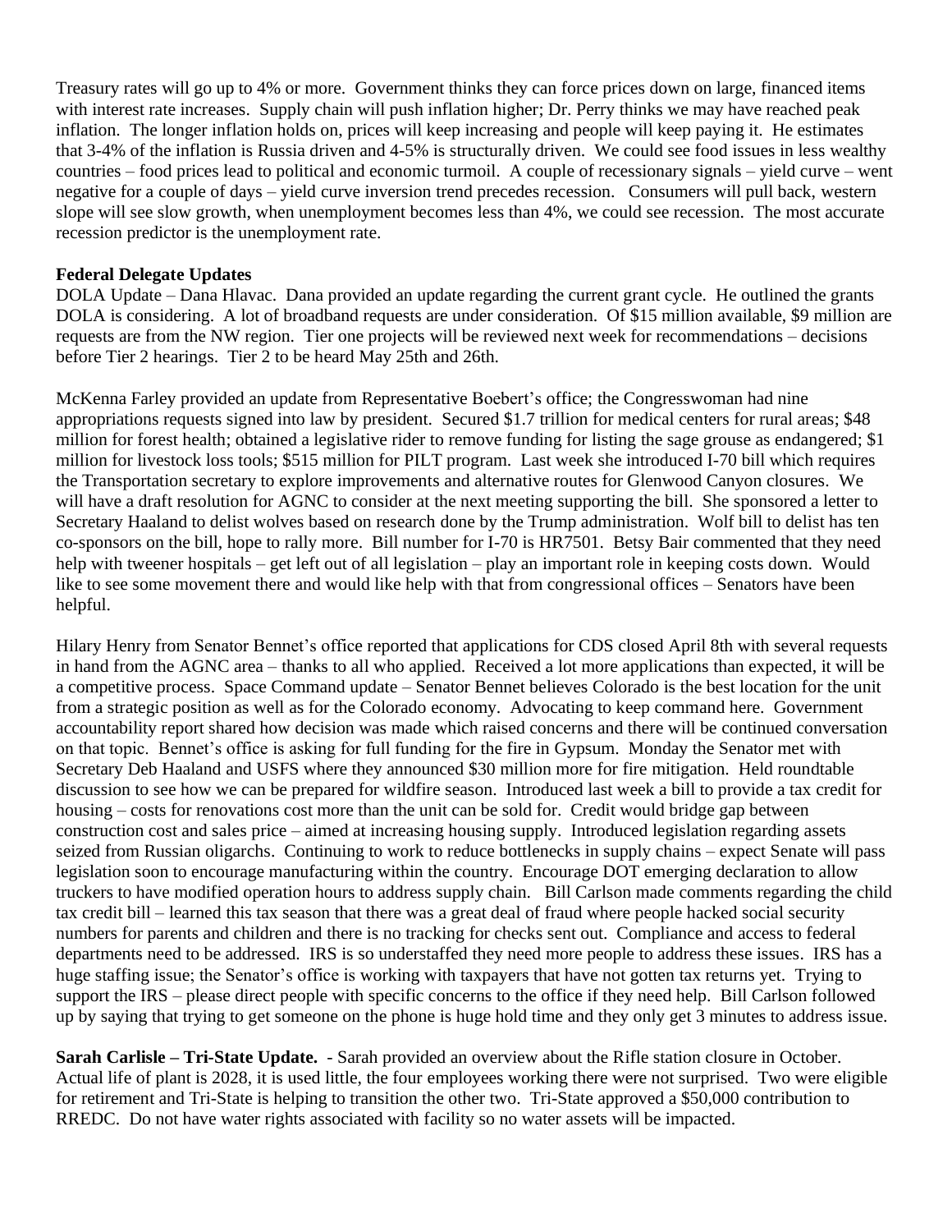Treasury rates will go up to 4% or more. Government thinks they can force prices down on large, financed items with interest rate increases. Supply chain will push inflation higher; Dr. Perry thinks we may have reached peak inflation. The longer inflation holds on, prices will keep increasing and people will keep paying it. He estimates that 3-4% of the inflation is Russia driven and 4-5% is structurally driven. We could see food issues in less wealthy countries – food prices lead to political and economic turmoil. A couple of recessionary signals – yield curve – went negative for a couple of days – yield curve inversion trend precedes recession. Consumers will pull back, western slope will see slow growth, when unemployment becomes less than 4%, we could see recession. The most accurate recession predictor is the unemployment rate.

**Federal Delegate Updates**

DOLA Update – Dana Hlavac. Dana provided an update regarding the current grant cycle. He outlined the grants DOLA is considering. A lot of broadband requests are under consideration. Of $15 million available, $9 million are requests are from the NW region. Tier one projects will be reviewed next week for recommendations – decisions before Tier 2 hearings. Tier 2 to be heard May 25th and 26th.

McKenna Farley provided an update from Representative Boebert's office; the Congresswoman had nine appropriations requests signed into law by president. Secured $1.7 trillion for medical centers for rural areas; $48 million for forest health; obtained a legislative rider to remove funding for listing the sage grouse as endangered; $1 million for livestock loss tools; $515 million for PILT program. Last week she introduced I-70 bill which requires the Transportation secretary to explore improvements and alternative routes for Glenwood Canyon closures. We will have a draft resolution for AGNC to consider at the next meeting supporting the bill. She sponsored a letter to Secretary Haaland to delist wolves based on research done by the Trump administration. Wolf bill to delist has ten co-sponsors on the bill, hope to rally more. Bill number for I-70 is HR7501. Betsy Bair commented that they need help with tweener hospitals – get left out of all legislation – play an important role in keeping costs down. Would like to see some movement there and would like help with that from congressional offices – Senators have been helpful.

Hilary Henry from Senator Bennet's office reported that applications for CDS closed April 8th with several requests in hand from the AGNC area – thanks to all who applied. Received a lot more applications than expected, it will be a competitive process. Space Command update – Senator Bennet believes Colorado is the best location for the unit from a strategic position as well as for the Colorado economy. Advocating to keep command here. Government accountability report shared how decision was made which raised concerns and there will be continued conversation on that topic. Bennet's office is asking for full funding for the fire in Gypsum. Monday the Senator met with Secretary Deb Haaland and USFS where they announced $30 million more for fire mitigation. Held roundtable discussion to see how we can be prepared for wildfire season. Introduced last week a bill to provide a tax credit for housing – costs for renovations cost more than the unit can be sold for. Credit would bridge gap between construction cost and sales price – aimed at increasing housing supply. Introduced legislation regarding assets seized from Russian oligarchs. Continuing to work to reduce bottlenecks in supply chains – expect Senate will pass legislation soon to encourage manufacturing within the country. Encourage DOT emerging declaration to allow truckers to have modified operation hours to address supply chain. Bill Carlson made comments regarding the child tax credit bill – learned this tax season that there was a great deal of fraud where people hacked social security numbers for parents and children and there is no tracking for checks sent out. Compliance and access to federal departments need to be addressed. IRS is so understaffed they need more people to address these issues. IRS has a huge staffing issue; the Senator's office is working with taxpayers that have not gotten tax returns yet. Trying to support the IRS – please direct people with specific concerns to the office if they need help. Bill Carlson followed up by saying that trying to get someone on the phone is huge hold time and they only get 3 minutes to address issue.

**Sarah Carlisle – Tri-State Update.** - Sarah provided an overview about the Rifle station closure in October. Actual life of plant is 2028, it is used little, the four employees working there were not surprised. Two were eligible for retirement and Tri-State is helping to transition the other two. Tri-State approved a $50,000 contribution to RREDC. Do not have water rights associated with facility so no water assets will be impacted.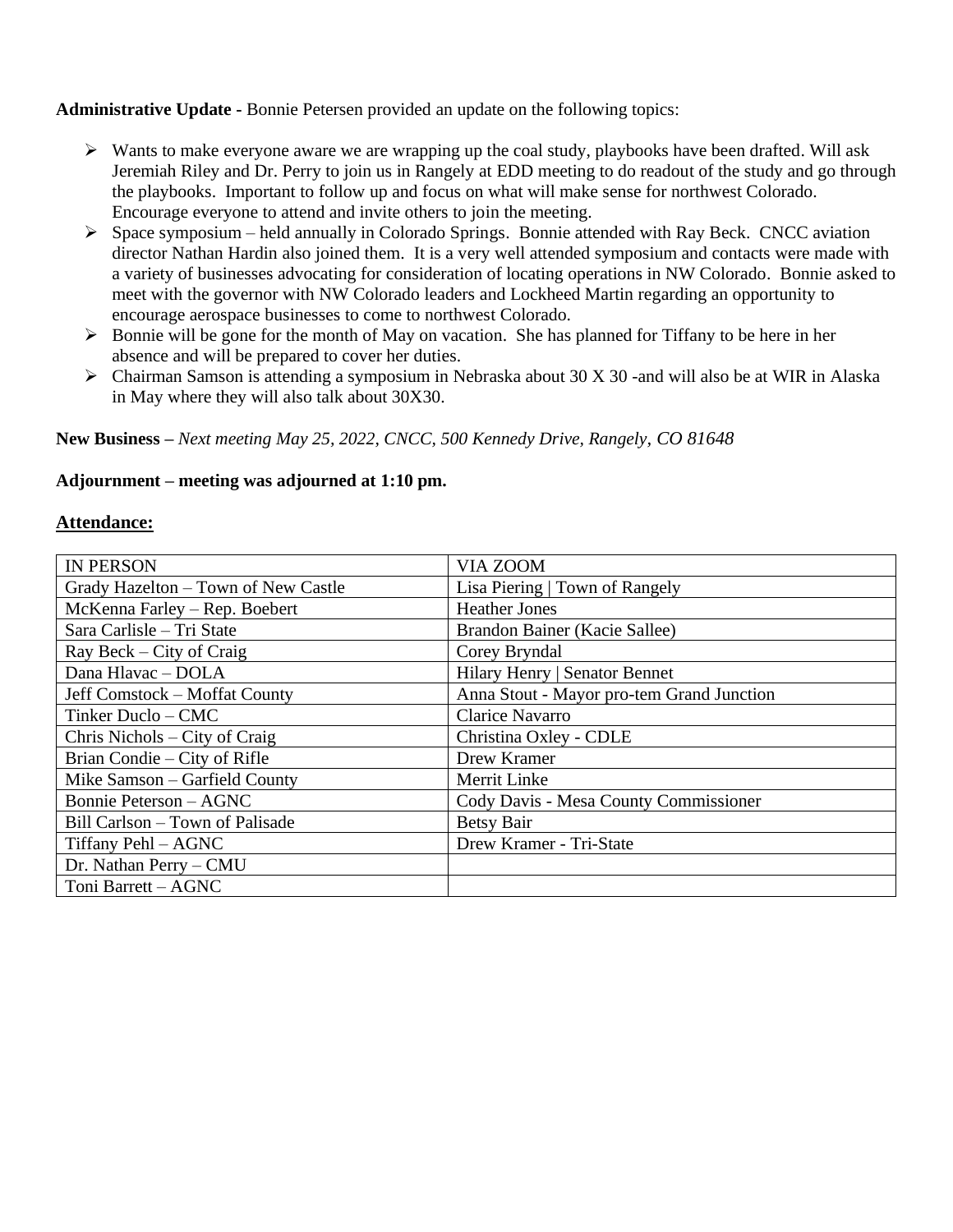**Administrative Update -** Bonnie Petersen provided an update on the following topics:

- Wants to make everyone aware we are wrapping up the coal study, playbooks have been drafted. Will ask Jeremiah Riley and Dr. Perry to join us in Rangely at EDD meeting to do readout of the study and go through the playbooks. Important to follow up and focus on what will make sense for northwest Colorado. Encourage everyone to attend and invite others to join the meeting.
- Space symposium – held annually in Colorado Springs. Bonnie attended with Ray Beck. CNCC aviation director Nathan Hardin also joined them. It is a very well attended symposium and contacts were made with a variety of businesses advocating for consideration of locating operations in NW Colorado. Bonnie asked to meet with the governor with NW Colorado leaders and Lockheed Martin regarding an opportunity to encourage aerospace businesses to come to northwest Colorado.
- Bonnie will be gone for the month of May on vacation. She has planned for Tiffany to be here in her absence and will be prepared to cover her duties.
- Chairman Samson is attending a symposium in Nebraska about 30 X 30 -and will also be at WIR in Alaska in May where they will also talk about 30X30.

**New Business –** *Next meeting May 25, 2022, CNCC, 500 Kennedy Drive, Rangely, CO 81648*

**Adjournment – meeting was adjourned at 1:10 pm.**

**<u>Attendance:</u>**

| IN PERSON | VIA ZOOM |
|---|---|
| Grady Hazelton – Town of New Castle | Lisa Piering \| Town of Rangely |
| McKenna Farley – Rep. Boebert | Heather Jones |
| Sara Carlisle – Tri State | Brandon Bainer (Kacie Sallee) |
| Ray Beck – City of Craig | Corey Bryndal |
| Dana Hlavac – DOLA | Hilary Henry \| Senator Bennet |
| Jeff Comstock – Moffat County | Anna Stout - Mayor pro-tem Grand Junction |
| Tinker Duclo – CMC | Clarice Navarro |
| Chris Nichols – City of Craig | Christina Oxley - CDLE |
| Brian Condie – City of Rifle | Drew Kramer |
| Mike Samson – Garfield County | Merrit Linke |
| Bonnie Peterson – AGNC | Cody Davis - Mesa County Commissioner |
| Bill Carlson – Town of Palisade | Betsy Bair |
| Tiffany Pehl – AGNC | Drew Kramer - Tri-State |
| Dr. Nathan Perry – CMU | |
| Toni Barrett – AGNC | |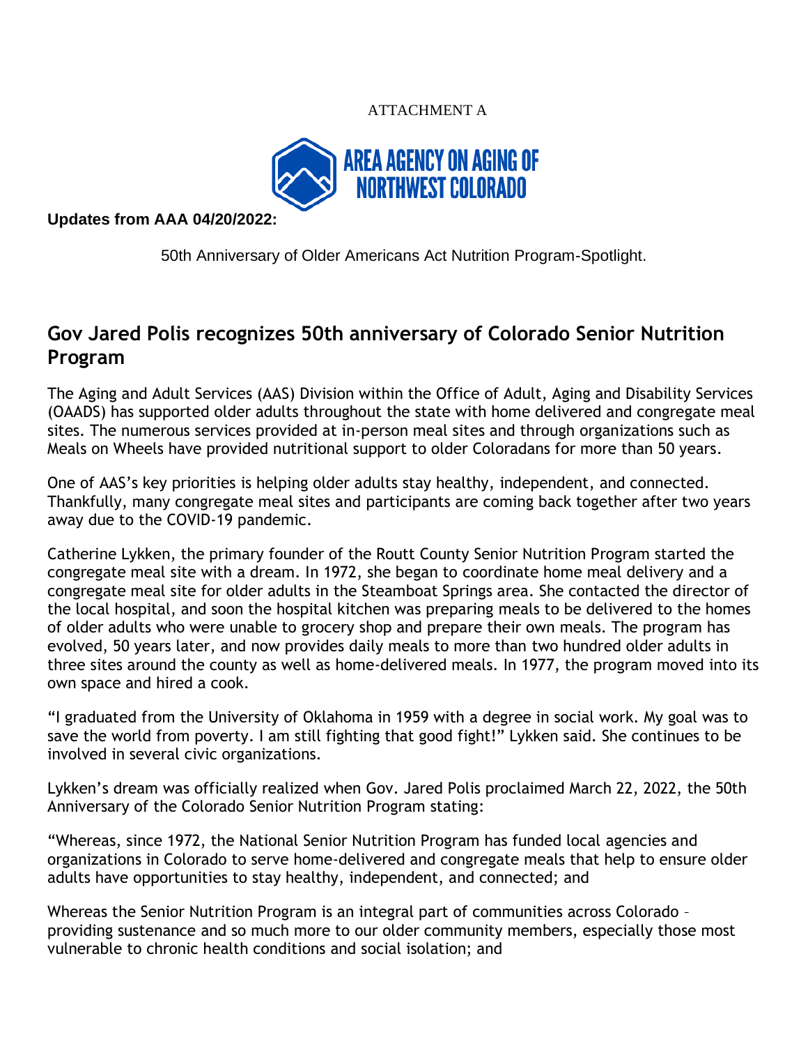ATTACHMENT A

AREA AGENCY ON AGING OF NORTHWEST COLORADO

**Updates from AAA 04/20/2022:**

50th Anniversary of Older Americans Act Nutrition Program-Spotlight.

## Gov Jared Polis recognizes 50th anniversary of Colorado Senior Nutrition Program

The Aging and Adult Services (AAS) Division within the Office of Adult, Aging and Disability Services (OAADS) has supported older adults throughout the state with home delivered and congregate meal sites. The numerous services provided at in-person meal sites and through organizations such as Meals on Wheels have provided nutritional support to older Coloradans for more than 50 years.

One of AAS's key priorities is helping older adults stay healthy, independent, and connected. Thankfully, many congregate meal sites and participants are coming back together after two years away due to the COVID-19 pandemic.

Catherine Lykken, the primary founder of the Routt County Senior Nutrition Program started the congregate meal site with a dream. In 1972, she began to coordinate home meal delivery and a congregate meal site for older adults in the Steamboat Springs area. She contacted the director of the local hospital, and soon the hospital kitchen was preparing meals to be delivered to the homes of older adults who were unable to grocery shop and prepare their own meals. The program has evolved, 50 years later, and now provides daily meals to more than two hundred older adults in three sites around the county as well as home-delivered meals. In 1977, the program moved into its own space and hired a cook.

"I graduated from the University of Oklahoma in 1959 with a degree in social work. My goal was to save the world from poverty. I am still fighting that good fight!" Lykken said. She continues to be involved in several civic organizations.

Lykken's dream was officially realized when Gov. Jared Polis proclaimed March 22, 2022, the 50th Anniversary of the Colorado Senior Nutrition Program stating:

"Whereas, since 1972, the National Senior Nutrition Program has funded local agencies and organizations in Colorado to serve home-delivered and congregate meals that help to ensure older adults have opportunities to stay healthy, independent, and connected; and

Whereas the Senior Nutrition Program is an integral part of communities across Colorado – providing sustenance and so much more to our older community members, especially those most vulnerable to chronic health conditions and social isolation; and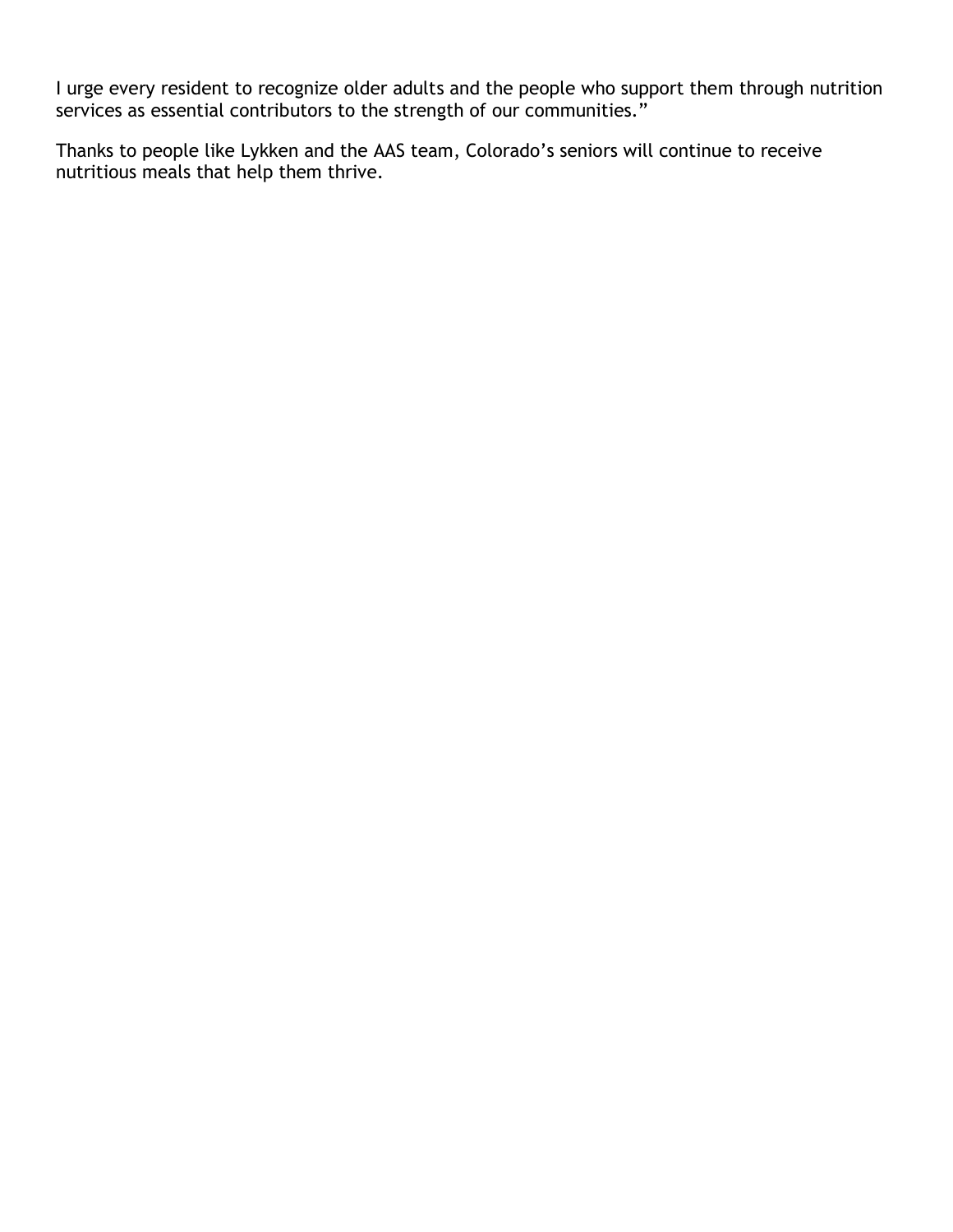I urge every resident to recognize older adults and the people who support them through nutrition services as essential contributors to the strength of our communities."

Thanks to people like Lykken and the AAS team, Colorado's seniors will continue to receive nutritious meals that help them thrive.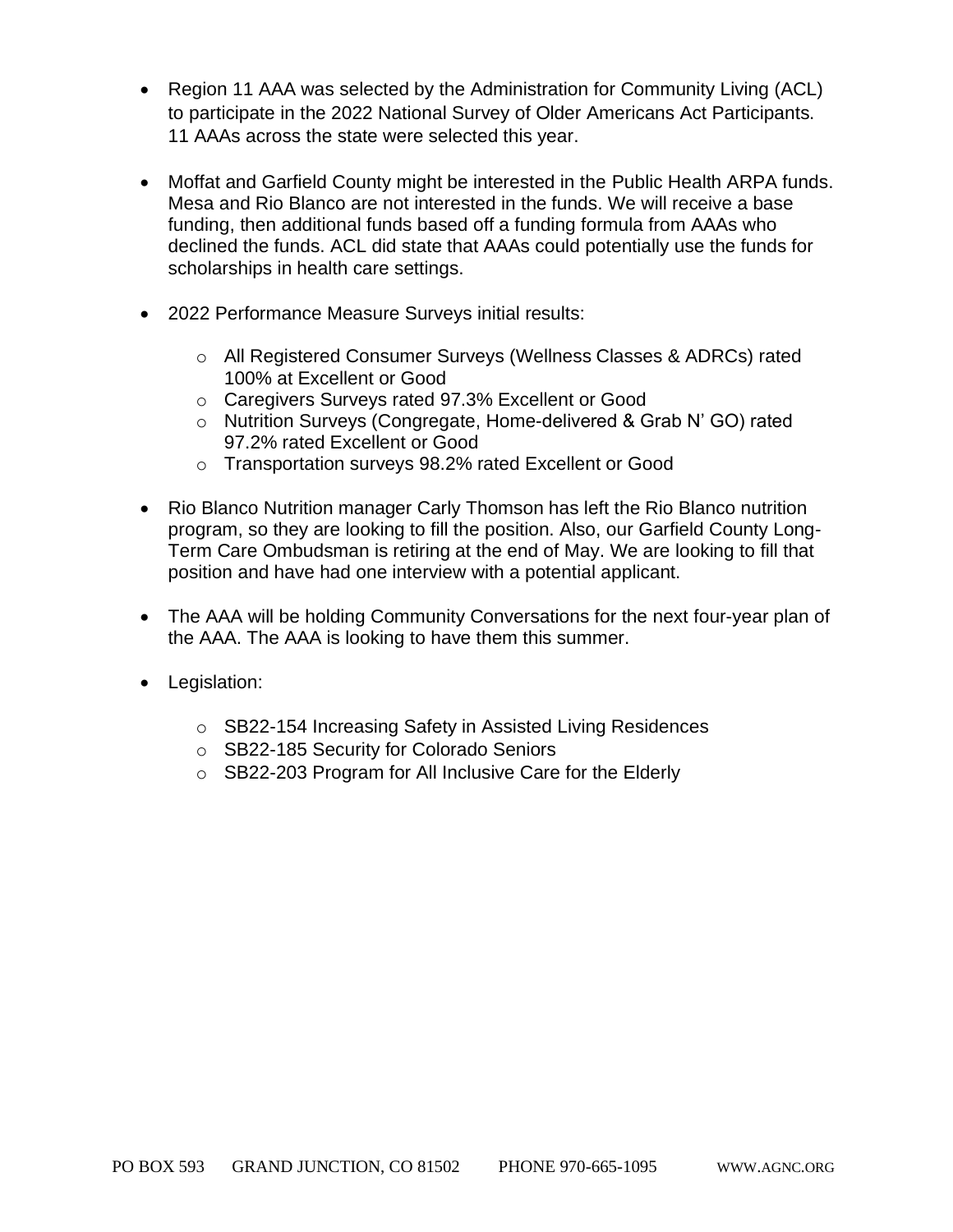- Region 11 AAA was selected by the Administration for Community Living (ACL) to participate in the 2022 National Survey of Older Americans Act Participants. 11 AAAs across the state were selected this year.

- Moffat and Garfield County might be interested in the Public Health ARPA funds. Mesa and Rio Blanco are not interested in the funds. We will receive a base funding, then additional funds based off a funding formula from AAAs who declined the funds. ACL did state that AAAs could potentially use the funds for scholarships in health care settings.

- 2022 Performance Measure Surveys initial results:
  - All Registered Consumer Surveys (Wellness Classes & ADRCs) rated 100% at Excellent or Good
  - Caregivers Surveys rated 97.3% Excellent or Good
  - Nutrition Surveys (Congregate, Home-delivered & Grab N' GO) rated 97.2% rated Excellent or Good
  - Transportation surveys 98.2% rated Excellent or Good

- Rio Blanco Nutrition manager Carly Thomson has left the Rio Blanco nutrition program, so they are looking to fill the position. Also, our Garfield County Long-Term Care Ombudsman is retiring at the end of May. We are looking to fill that position and have had one interview with a potential applicant.

- The AAA will be holding Community Conversations for the next four-year plan of the AAA. The AAA is looking to have them this summer.

- Legislation:
  - SB22-154 Increasing Safety in Assisted Living Residences
  - SB22-185 Security for Colorado Seniors
  - SB22-203 Program for All Inclusive Care for the Elderly